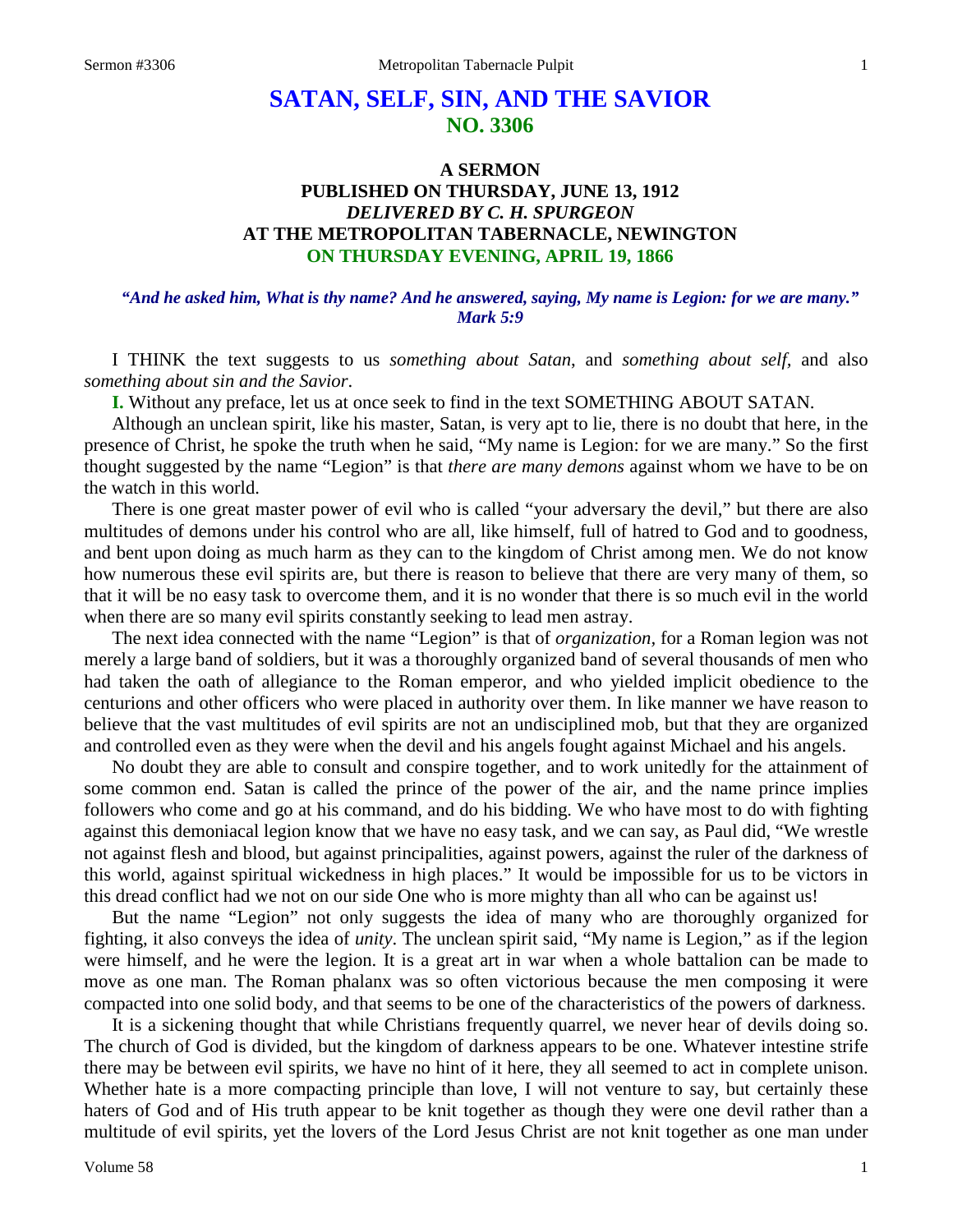# SATAN, SELF, SIN, AND THE SAVIOR
## NO. 3306

### A SERMON
### PUBLISHED ON THURSDAY, JUNE 13, 1912
### *DELIVERED BY C. H. SPURGEON*
### AT THE METROPOLITAN TABERNACLE, NEWINGTON
### ON THURSDAY EVENING, APRIL 19, 1866

*"And he asked him, What is thy name? And he answered, saying, My name is Legion: for we are many." Mark 5:9*

I THINK the text suggests to us *something about Satan*, and *something about self,* and also *something about sin and the Savior*.

**I.** Without any preface, let us at once seek to find in the text SOMETHING ABOUT SATAN.

Although an unclean spirit, like his master, Satan, is very apt to lie, there is no doubt that here, in the presence of Christ, he spoke the truth when he said, "My name is Legion: for we are many." So the first thought suggested by the name "Legion" is that *there are many demons* against whom we have to be on the watch in this world.

There is one great master power of evil who is called "your adversary the devil," but there are also multitudes of demons under his control who are all, like himself, full of hatred to God and to goodness, and bent upon doing as much harm as they can to the kingdom of Christ among men. We do not know how numerous these evil spirits are, but there is reason to believe that there are very many of them, so that it will be no easy task to overcome them, and it is no wonder that there is so much evil in the world when there are so many evil spirits constantly seeking to lead men astray.

The next idea connected with the name "Legion" is that of *organization*, for a Roman legion was not merely a large band of soldiers, but it was a thoroughly organized band of several thousands of men who had taken the oath of allegiance to the Roman emperor, and who yielded implicit obedience to the centurions and other officers who were placed in authority over them. In like manner we have reason to believe that the vast multitudes of evil spirits are not an undisciplined mob, but that they are organized and controlled even as they were when the devil and his angels fought against Michael and his angels.

No doubt they are able to consult and conspire together, and to work unitedly for the attainment of some common end. Satan is called the prince of the power of the air, and the name prince implies followers who come and go at his command, and do his bidding. We who have most to do with fighting against this demoniacal legion know that we have no easy task, and we can say, as Paul did, "We wrestle not against flesh and blood, but against principalities, against powers, against the ruler of the darkness of this world, against spiritual wickedness in high places." It would be impossible for us to be victors in this dread conflict had we not on our side One who is more mighty than all who can be against us!

But the name "Legion" not only suggests the idea of many who are thoroughly organized for fighting, it also conveys the idea of *unity*. The unclean spirit said, "My name is Legion," as if the legion were himself, and he were the legion. It is a great art in war when a whole battalion can be made to move as one man. The Roman phalanx was so often victorious because the men composing it were compacted into one solid body, and that seems to be one of the characteristics of the powers of darkness.

It is a sickening thought that while Christians frequently quarrel, we never hear of devils doing so. The church of God is divided, but the kingdom of darkness appears to be one. Whatever intestine strife there may be between evil spirits, we have no hint of it here, they all seemed to act in complete unison. Whether hate is a more compacting principle than love, I will not venture to say, but certainly these haters of God and of His truth appear to be knit together as though they were one devil rather than a multitude of evil spirits, yet the lovers of the Lord Jesus Christ are not knit together as one man under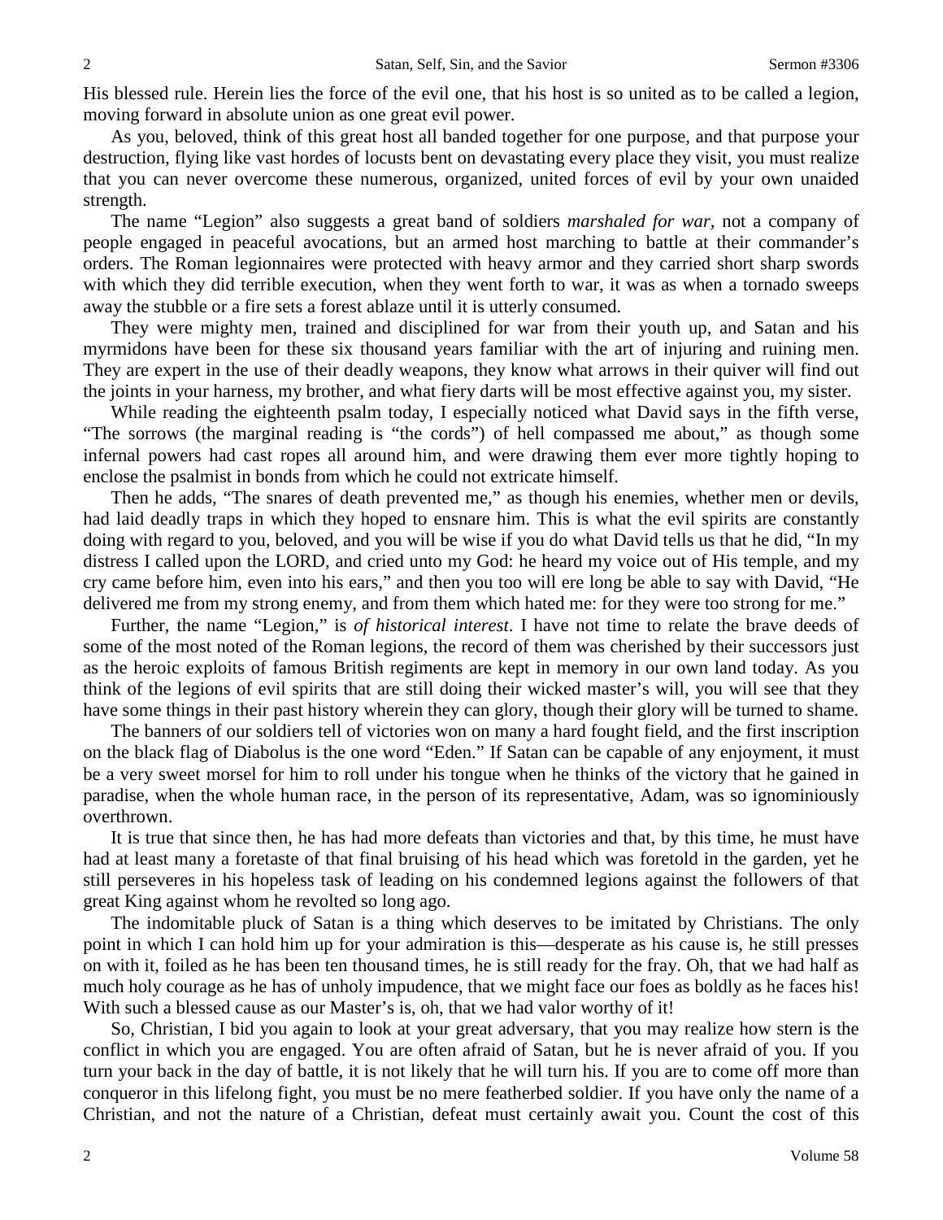His blessed rule. Herein lies the force of the evil one, that his host is so united as to be called a legion, moving forward in absolute union as one great evil power.

As you, beloved, think of this great host all banded together for one purpose, and that purpose your destruction, flying like vast hordes of locusts bent on devastating every place they visit, you must realize that you can never overcome these numerous, organized, united forces of evil by your own unaided strength.

The name "Legion" also suggests a great band of soldiers *marshaled for war*, not a company of people engaged in peaceful avocations, but an armed host marching to battle at their commander's orders. The Roman legionnaires were protected with heavy armor and they carried short sharp swords with which they did terrible execution, when they went forth to war, it was as when a tornado sweeps away the stubble or a fire sets a forest ablaze until it is utterly consumed.

They were mighty men, trained and disciplined for war from their youth up, and Satan and his myrmidons have been for these six thousand years familiar with the art of injuring and ruining men. They are expert in the use of their deadly weapons, they know what arrows in their quiver will find out the joints in your harness, my brother, and what fiery darts will be most effective against you, my sister.

While reading the eighteenth psalm today, I especially noticed what David says in the fifth verse, "The sorrows (the marginal reading is "the cords") of hell compassed me about," as though some infernal powers had cast ropes all around him, and were drawing them ever more tightly hoping to enclose the psalmist in bonds from which he could not extricate himself.

Then he adds, "The snares of death prevented me," as though his enemies, whether men or devils, had laid deadly traps in which they hoped to ensnare him. This is what the evil spirits are constantly doing with regard to you, beloved, and you will be wise if you do what David tells us that he did, "In my distress I called upon the LORD, and cried unto my God: he heard my voice out of His temple, and my cry came before him, even into his ears," and then you too will ere long be able to say with David, "He delivered me from my strong enemy, and from them which hated me: for they were too strong for me."

Further, the name "Legion," is *of historical interest*. I have not time to relate the brave deeds of some of the most noted of the Roman legions, the record of them was cherished by their successors just as the heroic exploits of famous British regiments are kept in memory in our own land today. As you think of the legions of evil spirits that are still doing their wicked master's will, you will see that they have some things in their past history wherein they can glory, though their glory will be turned to shame.

The banners of our soldiers tell of victories won on many a hard fought field, and the first inscription on the black flag of Diabolus is the one word "Eden." If Satan can be capable of any enjoyment, it must be a very sweet morsel for him to roll under his tongue when he thinks of the victory that he gained in paradise, when the whole human race, in the person of its representative, Adam, was so ignominiously overthrown.

It is true that since then, he has had more defeats than victories and that, by this time, he must have had at least many a foretaste of that final bruising of his head which was foretold in the garden, yet he still perseveres in his hopeless task of leading on his condemned legions against the followers of that great King against whom he revolted so long ago.

The indomitable pluck of Satan is a thing which deserves to be imitated by Christians. The only point in which I can hold him up for your admiration is this—desperate as his cause is, he still presses on with it, foiled as he has been ten thousand times, he is still ready for the fray. Oh, that we had half as much holy courage as he has of unholy impudence, that we might face our foes as boldly as he faces his! With such a blessed cause as our Master's is, oh, that we had valor worthy of it!

So, Christian, I bid you again to look at your great adversary, that you may realize how stern is the conflict in which you are engaged. You are often afraid of Satan, but he is never afraid of you. If you turn your back in the day of battle, it is not likely that he will turn his. If you are to come off more than conqueror in this lifelong fight, you must be no mere featherbed soldier. If you have only the name of a Christian, and not the nature of a Christian, defeat must certainly await you. Count the cost of this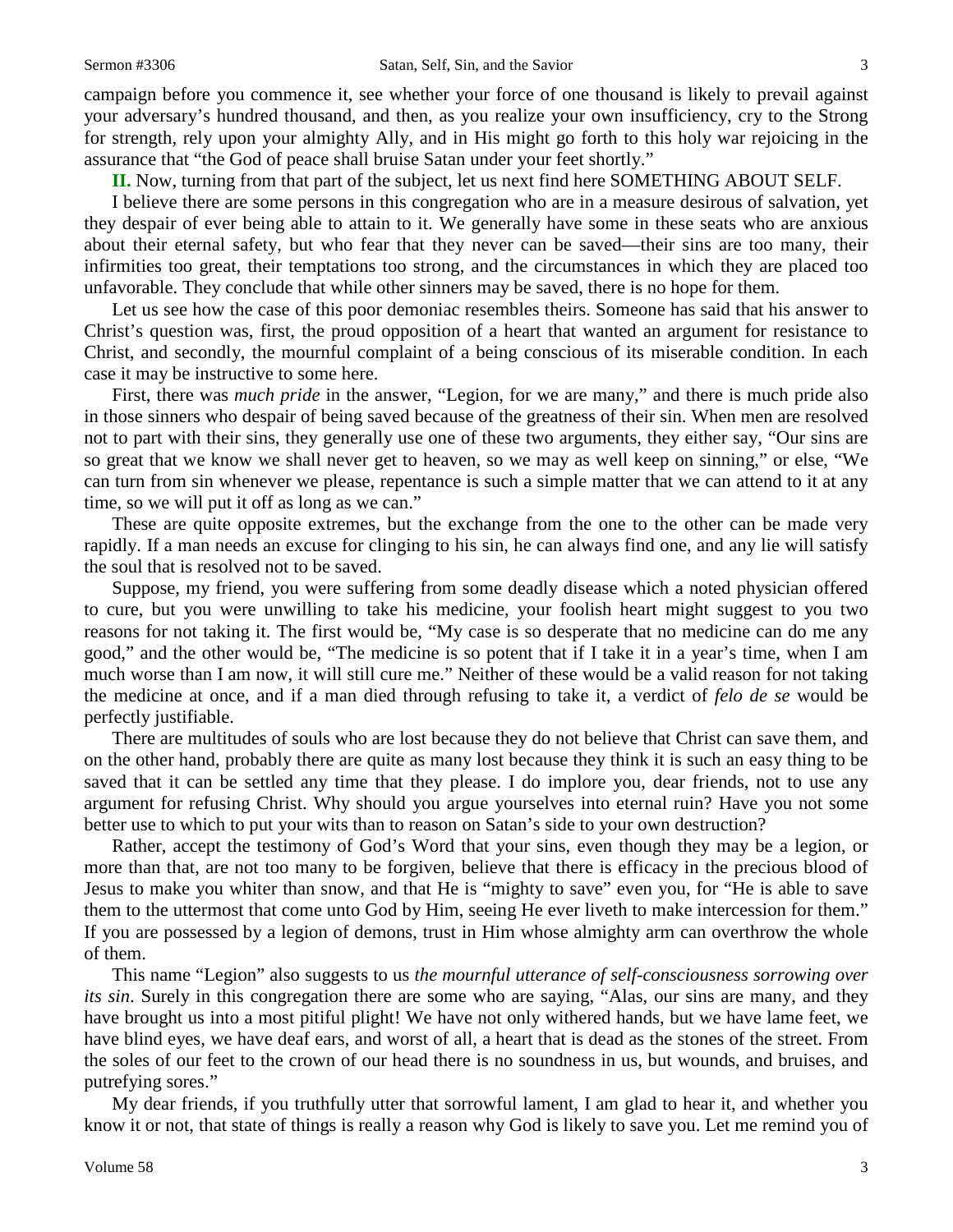campaign before you commence it, see whether your force of one thousand is likely to prevail against your adversary's hundred thousand, and then, as you realize your own insufficiency, cry to the Strong for strength, rely upon your almighty Ally, and in His might go forth to this holy war rejoicing in the assurance that "the God of peace shall bruise Satan under your feet shortly."

**II.** Now, turning from that part of the subject, let us next find here SOMETHING ABOUT SELF.

I believe there are some persons in this congregation who are in a measure desirous of salvation, yet they despair of ever being able to attain to it. We generally have some in these seats who are anxious about their eternal safety, but who fear that they never can be saved—their sins are too many, their infirmities too great, their temptations too strong, and the circumstances in which they are placed too unfavorable. They conclude that while other sinners may be saved, there is no hope for them.

Let us see how the case of this poor demoniac resembles theirs. Someone has said that his answer to Christ's question was, first, the proud opposition of a heart that wanted an argument for resistance to Christ, and secondly, the mournful complaint of a being conscious of its miserable condition. In each case it may be instructive to some here.

First, there was *much pride* in the answer, "Legion, for we are many," and there is much pride also in those sinners who despair of being saved because of the greatness of their sin. When men are resolved not to part with their sins, they generally use one of these two arguments, they either say, "Our sins are so great that we know we shall never get to heaven, so we may as well keep on sinning," or else, "We can turn from sin whenever we please, repentance is such a simple matter that we can attend to it at any time, so we will put it off as long as we can."

These are quite opposite extremes, but the exchange from the one to the other can be made very rapidly. If a man needs an excuse for clinging to his sin, he can always find one, and any lie will satisfy the soul that is resolved not to be saved.

Suppose, my friend, you were suffering from some deadly disease which a noted physician offered to cure, but you were unwilling to take his medicine, your foolish heart might suggest to you two reasons for not taking it. The first would be, "My case is so desperate that no medicine can do me any good," and the other would be, "The medicine is so potent that if I take it in a year's time, when I am much worse than I am now, it will still cure me." Neither of these would be a valid reason for not taking the medicine at once, and if a man died through refusing to take it, a verdict of *felo de se* would be perfectly justifiable.

There are multitudes of souls who are lost because they do not believe that Christ can save them, and on the other hand, probably there are quite as many lost because they think it is such an easy thing to be saved that it can be settled any time that they please. I do implore you, dear friends, not to use any argument for refusing Christ. Why should you argue yourselves into eternal ruin? Have you not some better use to which to put your wits than to reason on Satan's side to your own destruction?

Rather, accept the testimony of God's Word that your sins, even though they may be a legion, or more than that, are not too many to be forgiven, believe that there is efficacy in the precious blood of Jesus to make you whiter than snow, and that He is "mighty to save" even you, for "He is able to save them to the uttermost that come unto God by Him, seeing He ever liveth to make intercession for them." If you are possessed by a legion of demons, trust in Him whose almighty arm can overthrow the whole of them.

This name "Legion" also suggests to us *the mournful utterance of self-consciousness sorrowing over its sin*. Surely in this congregation there are some who are saying, "Alas, our sins are many, and they have brought us into a most pitiful plight! We have not only withered hands, but we have lame feet, we have blind eyes, we have deaf ears, and worst of all, a heart that is dead as the stones of the street. From the soles of our feet to the crown of our head there is no soundness in us, but wounds, and bruises, and putrefying sores."

My dear friends, if you truthfully utter that sorrowful lament, I am glad to hear it, and whether you know it or not, that state of things is really a reason why God is likely to save you. Let me remind you of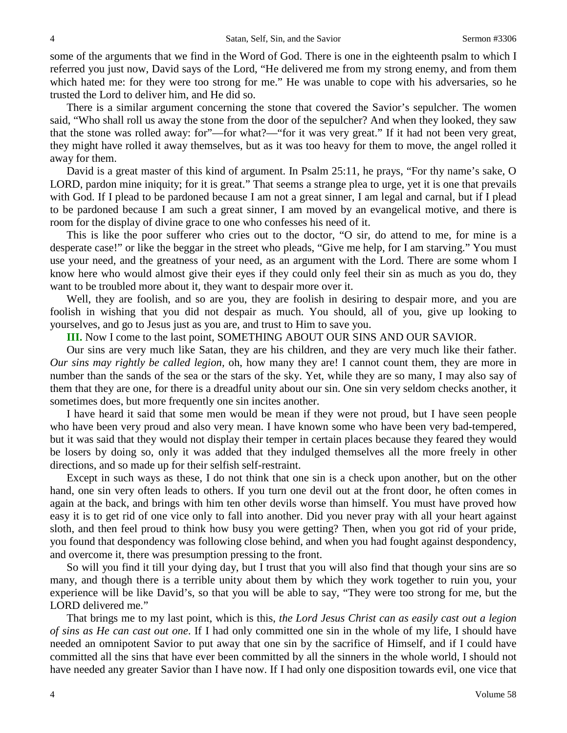some of the arguments that we find in the Word of God. There is one in the eighteenth psalm to which I referred you just now, David says of the Lord, "He delivered me from my strong enemy, and from them which hated me: for they were too strong for me." He was unable to cope with his adversaries, so he trusted the Lord to deliver him, and He did so.

There is a similar argument concerning the stone that covered the Savior's sepulcher. The women said, "Who shall roll us away the stone from the door of the sepulcher? And when they looked, they saw that the stone was rolled away: for"—for what?—"for it was very great." If it had not been very great, they might have rolled it away themselves, but as it was too heavy for them to move, the angel rolled it away for them.

David is a great master of this kind of argument. In Psalm 25:11, he prays, "For thy name's sake, O LORD, pardon mine iniquity; for it is great." That seems a strange plea to urge, yet it is one that prevails with God. If I plead to be pardoned because I am not a great sinner, I am legal and carnal, but if I plead to be pardoned because I am such a great sinner, I am moved by an evangelical motive, and there is room for the display of divine grace to one who confesses his need of it.

This is like the poor sufferer who cries out to the doctor, "O sir, do attend to me, for mine is a desperate case!" or like the beggar in the street who pleads, "Give me help, for I am starving." You must use your need, and the greatness of your need, as an argument with the Lord. There are some whom I know here who would almost give their eyes if they could only feel their sin as much as you do, they want to be troubled more about it, they want to despair more over it.

Well, they are foolish, and so are you, they are foolish in desiring to despair more, and you are foolish in wishing that you did not despair as much. You should, all of you, give up looking to yourselves, and go to Jesus just as you are, and trust to Him to save you.

**III.** Now I come to the last point, SOMETHING ABOUT OUR SINS AND OUR SAVIOR.

Our sins are very much like Satan, they are his children, and they are very much like their father. *Our sins may rightly be called legion,* oh, how many they are! I cannot count them, they are more in number than the sands of the sea or the stars of the sky. Yet, while they are so many, I may also say of them that they are one, for there is a dreadful unity about our sin. One sin very seldom checks another, it sometimes does, but more frequently one sin incites another.

I have heard it said that some men would be mean if they were not proud, but I have seen people who have been very proud and also very mean. I have known some who have been very bad-tempered, but it was said that they would not display their temper in certain places because they feared they would be losers by doing so, only it was added that they indulged themselves all the more freely in other directions, and so made up for their selfish self-restraint.

Except in such ways as these, I do not think that one sin is a check upon another, but on the other hand, one sin very often leads to others. If you turn one devil out at the front door, he often comes in again at the back, and brings with him ten other devils worse than himself. You must have proved how easy it is to get rid of one vice only to fall into another. Did you never pray with all your heart against sloth, and then feel proud to think how busy you were getting? Then, when you got rid of your pride, you found that despondency was following close behind, and when you had fought against despondency, and overcome it, there was presumption pressing to the front.

So will you find it till your dying day, but I trust that you will also find that though your sins are so many, and though there is a terrible unity about them by which they work together to ruin you, your experience will be like David's, so that you will be able to say, "They were too strong for me, but the LORD delivered me."

That brings me to my last point, which is this, *the Lord Jesus Christ can as easily cast out a legion of sins as He can cast out one*. If I had only committed one sin in the whole of my life, I should have needed an omnipotent Savior to put away that one sin by the sacrifice of Himself, and if I could have committed all the sins that have ever been committed by all the sinners in the whole world, I should not have needed any greater Savior than I have now. If I had only one disposition towards evil, one vice that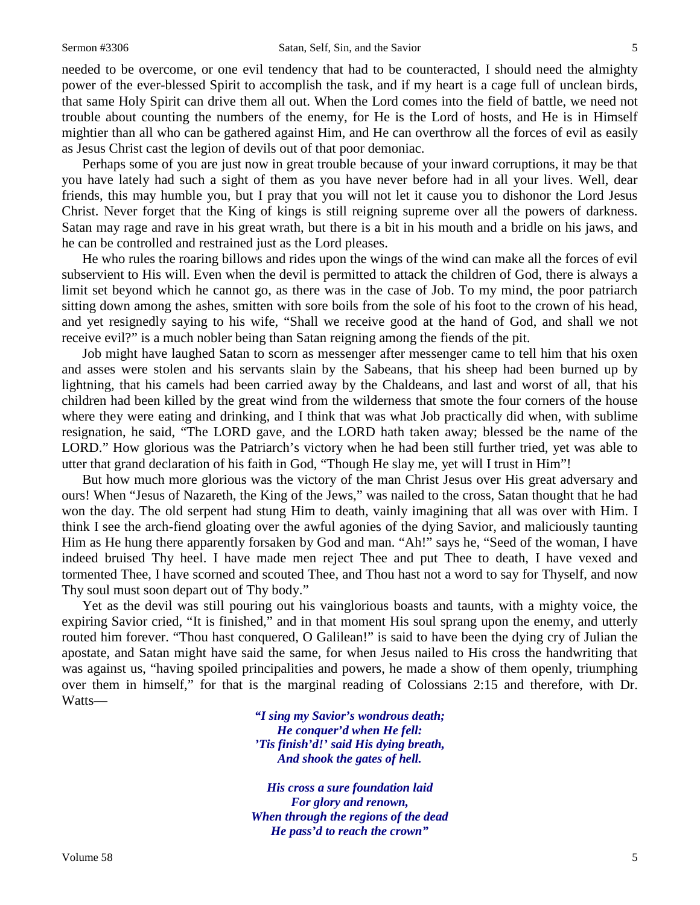needed to be overcome, or one evil tendency that had to be counteracted, I should need the almighty power of the ever-blessed Spirit to accomplish the task, and if my heart is a cage full of unclean birds, that same Holy Spirit can drive them all out. When the Lord comes into the field of battle, we need not trouble about counting the numbers of the enemy, for He is the Lord of hosts, and He is in Himself mightier than all who can be gathered against Him, and He can overthrow all the forces of evil as easily as Jesus Christ cast the legion of devils out of that poor demoniac.

Perhaps some of you are just now in great trouble because of your inward corruptions, it may be that you have lately had such a sight of them as you have never before had in all your lives. Well, dear friends, this may humble you, but I pray that you will not let it cause you to dishonor the Lord Jesus Christ. Never forget that the King of kings is still reigning supreme over all the powers of darkness. Satan may rage and rave in his great wrath, but there is a bit in his mouth and a bridle on his jaws, and he can be controlled and restrained just as the Lord pleases.

He who rules the roaring billows and rides upon the wings of the wind can make all the forces of evil subservient to His will. Even when the devil is permitted to attack the children of God, there is always a limit set beyond which he cannot go, as there was in the case of Job. To my mind, the poor patriarch sitting down among the ashes, smitten with sore boils from the sole of his foot to the crown of his head, and yet resignedly saying to his wife, "Shall we receive good at the hand of God, and shall we not receive evil?" is a much nobler being than Satan reigning among the fiends of the pit.

Job might have laughed Satan to scorn as messenger after messenger came to tell him that his oxen and asses were stolen and his servants slain by the Sabeans, that his sheep had been burned up by lightning, that his camels had been carried away by the Chaldeans, and last and worst of all, that his children had been killed by the great wind from the wilderness that smote the four corners of the house where they were eating and drinking, and I think that was what Job practically did when, with sublime resignation, he said, "The LORD gave, and the LORD hath taken away; blessed be the name of the LORD." How glorious was the Patriarch's victory when he had been still further tried, yet was able to utter that grand declaration of his faith in God, "Though He slay me, yet will I trust in Him"!

But how much more glorious was the victory of the man Christ Jesus over His great adversary and ours! When "Jesus of Nazareth, the King of the Jews," was nailed to the cross, Satan thought that he had won the day. The old serpent had stung Him to death, vainly imagining that all was over with Him. I think I see the arch-fiend gloating over the awful agonies of the dying Savior, and maliciously taunting Him as He hung there apparently forsaken by God and man. "Ah!" says he, "Seed of the woman, I have indeed bruised Thy heel. I have made men reject Thee and put Thee to death, I have vexed and tormented Thee, I have scorned and scouted Thee, and Thou hast not a word to say for Thyself, and now Thy soul must soon depart out of Thy body."

Yet as the devil was still pouring out his vainglorious boasts and taunts, with a mighty voice, the expiring Savior cried, "It is finished," and in that moment His soul sprang upon the enemy, and utterly routed him forever. "Thou hast conquered, O Galilean!" is said to have been the dying cry of Julian the apostate, and Satan might have said the same, for when Jesus nailed to His cross the handwriting that was against us, "having spoiled principalities and powers, he made a show of them openly, triumphing over them in himself," for that is the marginal reading of Colossians 2:15 and therefore, with Dr. Watts—

> ***"I sing my Savior's wondrous death;***
> ***He conquer'd when He fell:***
> ***'Tis finish'd!' said His dying breath,***
> ***And shook the gates of hell.***
>
> ***His cross a sure foundation laid***
> ***For glory and renown,***
> ***When through the regions of the dead***
> ***He pass'd to reach the crown"***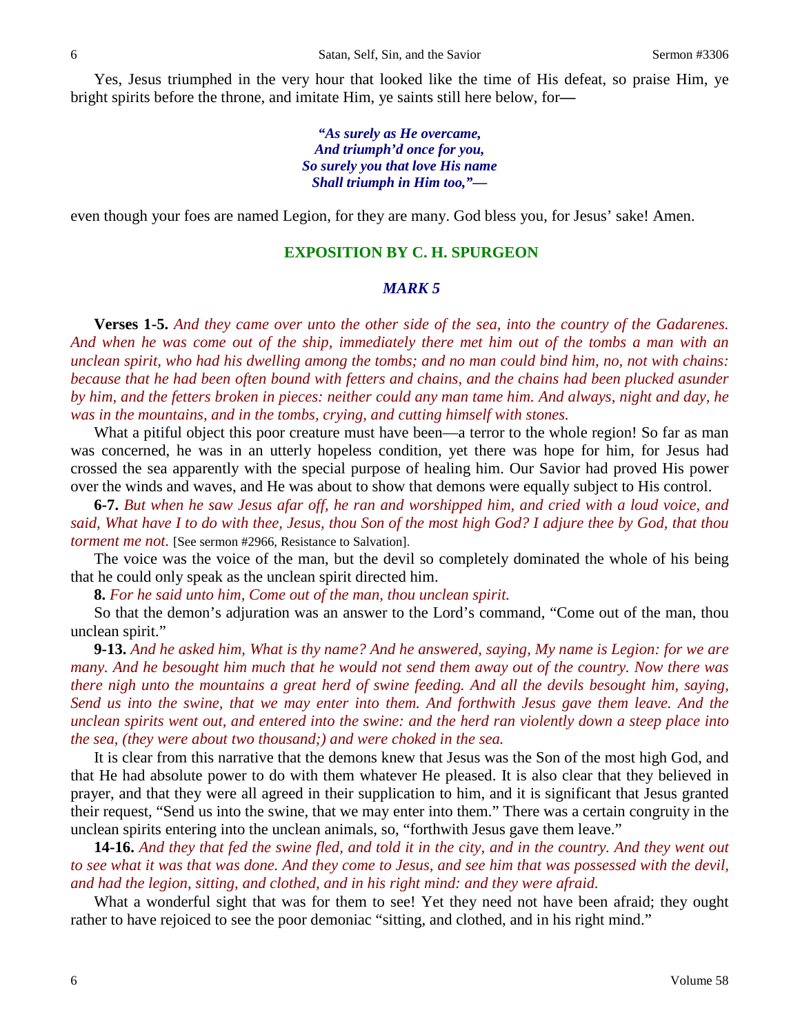Yes, Jesus triumphed in the very hour that looked like the time of His defeat, so praise Him, ye bright spirits before the throne, and imitate Him, ye saints still here below, for—

> ***"As surely as He overcame,***
> ***And triumph'd once for you,***
> ***So surely you that love His name***
> ***Shall triumph in Him too,"—***

even though your foes are named Legion, for they are many. God bless you, for Jesus' sake! Amen.

## EXPOSITION BY C. H. SPURGEON

### *MARK 5*

**Verses 1-5.** *And they came over unto the other side of the sea, into the country of the Gadarenes. And when he was come out of the ship, immediately there met him out of the tombs a man with an unclean spirit, who had his dwelling among the tombs; and no man could bind him, no, not with chains: because that he had been often bound with fetters and chains, and the chains had been plucked asunder by him, and the fetters broken in pieces: neither could any man tame him. And always, night and day, he was in the mountains, and in the tombs, crying, and cutting himself with stones.*

What a pitiful object this poor creature must have been—a terror to the whole region! So far as man was concerned, he was in an utterly hopeless condition, yet there was hope for him, for Jesus had crossed the sea apparently with the special purpose of healing him. Our Savior had proved His power over the winds and waves, and He was about to show that demons were equally subject to His control.

**6-7.** *But when he saw Jesus afar off, he ran and worshipped him, and cried with a loud voice, and said, What have I to do with thee, Jesus, thou Son of the most high God? I adjure thee by God, that thou torment me not.* [See sermon #2966, Resistance to Salvation].

The voice was the voice of the man, but the devil so completely dominated the whole of his being that he could only speak as the unclean spirit directed him.

**8.** *For he said unto him, Come out of the man, thou unclean spirit.*

So that the demon's adjuration was an answer to the Lord's command, "Come out of the man, thou unclean spirit."

**9-13.** *And he asked him, What is thy name? And he answered, saying, My name is Legion: for we are many. And he besought him much that he would not send them away out of the country. Now there was there nigh unto the mountains a great herd of swine feeding. And all the devils besought him, saying, Send us into the swine, that we may enter into them. And forthwith Jesus gave them leave. And the unclean spirits went out, and entered into the swine: and the herd ran violently down a steep place into the sea, (they were about two thousand;) and were choked in the sea.*

It is clear from this narrative that the demons knew that Jesus was the Son of the most high God, and that He had absolute power to do with them whatever He pleased. It is also clear that they believed in prayer, and that they were all agreed in their supplication to him, and it is significant that Jesus granted their request, "Send us into the swine, that we may enter into them." There was a certain congruity in the unclean spirits entering into the unclean animals, so, "forthwith Jesus gave them leave."

**14-16.** *And they that fed the swine fled, and told it in the city, and in the country. And they went out to see what it was that was done. And they come to Jesus, and see him that was possessed with the devil, and had the legion, sitting, and clothed, and in his right mind: and they were afraid.*

What a wonderful sight that was for them to see! Yet they need not have been afraid; they ought rather to have rejoiced to see the poor demoniac "sitting, and clothed, and in his right mind."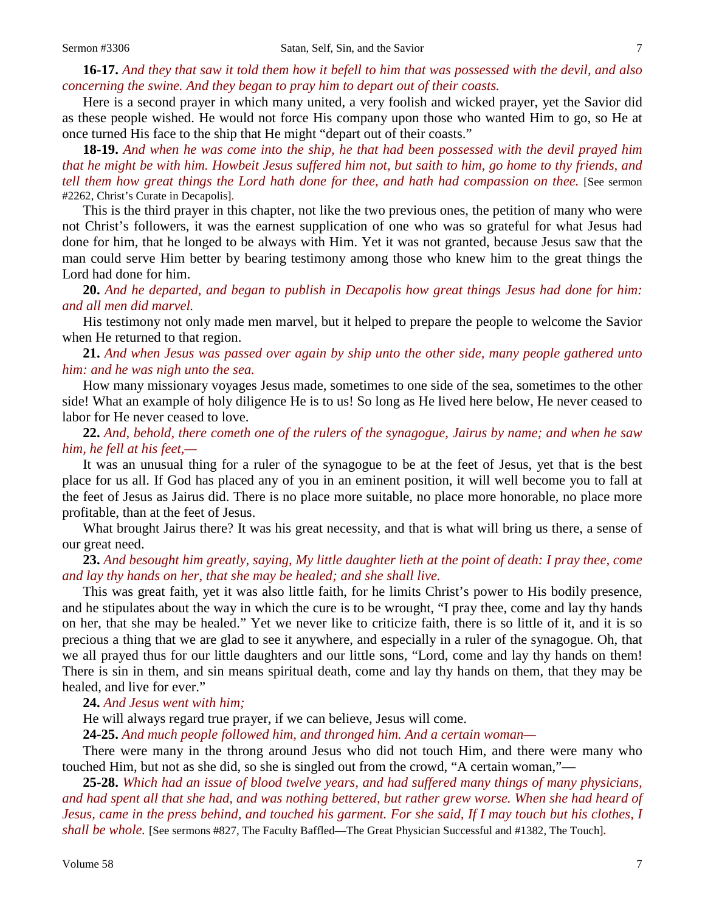**16-17.** *And they that saw it told them how it befell to him that was possessed with the devil, and also concerning the swine. And they began to pray him to depart out of their coasts.*

Here is a second prayer in which many united, a very foolish and wicked prayer, yet the Savior did as these people wished. He would not force His company upon those who wanted Him to go, so He at once turned His face to the ship that He might "depart out of their coasts."

**18-19.** *And when he was come into the ship, he that had been possessed with the devil prayed him that he might be with him. Howbeit Jesus suffered him not, but saith to him, go home to thy friends, and tell them how great things the Lord hath done for thee, and hath had compassion on thee.* [See sermon #2262, Christ's Curate in Decapolis].

This is the third prayer in this chapter, not like the two previous ones, the petition of many who were not Christ's followers, it was the earnest supplication of one who was so grateful for what Jesus had done for him, that he longed to be always with Him. Yet it was not granted, because Jesus saw that the man could serve Him better by bearing testimony among those who knew him to the great things the Lord had done for him.

**20.** *And he departed, and began to publish in Decapolis how great things Jesus had done for him: and all men did marvel.*

His testimony not only made men marvel, but it helped to prepare the people to welcome the Savior when He returned to that region.

**21.** *And when Jesus was passed over again by ship unto the other side, many people gathered unto him: and he was nigh unto the sea.*

How many missionary voyages Jesus made, sometimes to one side of the sea, sometimes to the other side! What an example of holy diligence He is to us! So long as He lived here below, He never ceased to labor for He never ceased to love.

**22.** *And, behold, there cometh one of the rulers of the synagogue, Jairus by name; and when he saw him, he fell at his feet,—*

It was an unusual thing for a ruler of the synagogue to be at the feet of Jesus, yet that is the best place for us all. If God has placed any of you in an eminent position, it will well become you to fall at the feet of Jesus as Jairus did. There is no place more suitable, no place more honorable, no place more profitable, than at the feet of Jesus.

What brought Jairus there? It was his great necessity, and that is what will bring us there, a sense of our great need.

**23.** *And besought him greatly, saying, My little daughter lieth at the point of death: I pray thee, come and lay thy hands on her, that she may be healed; and she shall live.*

This was great faith, yet it was also little faith, for he limits Christ's power to His bodily presence, and he stipulates about the way in which the cure is to be wrought, "I pray thee, come and lay thy hands on her, that she may be healed." Yet we never like to criticize faith, there is so little of it, and it is so precious a thing that we are glad to see it anywhere, and especially in a ruler of the synagogue. Oh, that we all prayed thus for our little daughters and our little sons, "Lord, come and lay thy hands on them! There is sin in them, and sin means spiritual death, come and lay thy hands on them, that they may be healed, and live for ever."

**24.** *And Jesus went with him;*

He will always regard true prayer, if we can believe, Jesus will come.

**24-25.** *And much people followed him, and thronged him. And a certain woman—*

There were many in the throng around Jesus who did not touch Him, and there were many who touched Him, but not as she did, so she is singled out from the crowd, "A certain woman,"—

**25-28.** *Which had an issue of blood twelve years, and had suffered many things of many physicians, and had spent all that she had, and was nothing bettered, but rather grew worse. When she had heard of Jesus, came in the press behind, and touched his garment. For she said, If I may touch but his clothes, I shall be whole.* [See sermons #827, The Faculty Baffled—The Great Physician Successful and #1382, The Touch].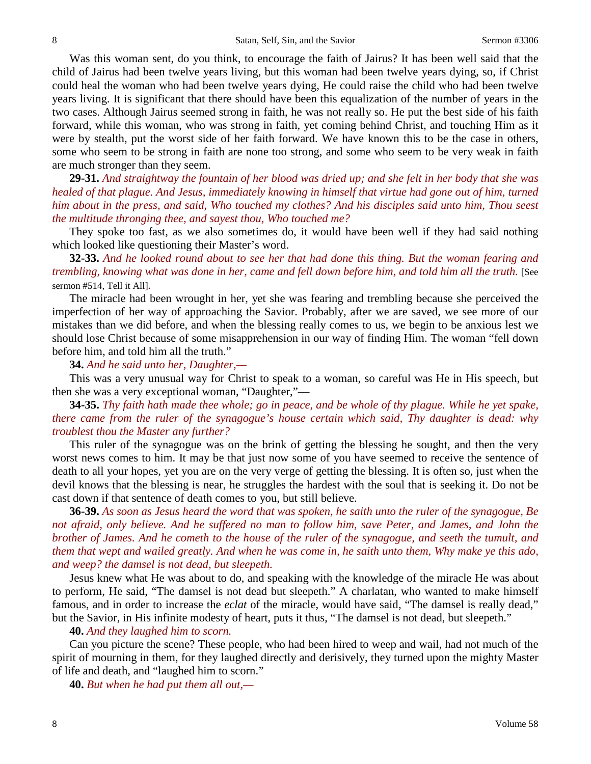Was this woman sent, do you think, to encourage the faith of Jairus? It has been well said that the child of Jairus had been twelve years living, but this woman had been twelve years dying, so, if Christ could heal the woman who had been twelve years dying, He could raise the child who had been twelve years living. It is significant that there should have been this equalization of the number of years in the two cases. Although Jairus seemed strong in faith, he was not really so. He put the best side of his faith forward, while this woman, who was strong in faith, yet coming behind Christ, and touching Him as it were by stealth, put the worst side of her faith forward. We have known this to be the case in others, some who seem to be strong in faith are none too strong, and some who seem to be very weak in faith are much stronger than they seem.

**29-31.** *And straightway the fountain of her blood was dried up; and she felt in her body that she was healed of that plague. And Jesus, immediately knowing in himself that virtue had gone out of him, turned him about in the press, and said, Who touched my clothes? And his disciples said unto him, Thou seest the multitude thronging thee, and sayest thou, Who touched me?*

They spoke too fast, as we also sometimes do, it would have been well if they had said nothing which looked like questioning their Master's word.

**32-33.** *And he looked round about to see her that had done this thing. But the woman fearing and trembling, knowing what was done in her, came and fell down before him, and told him all the truth.* [See sermon #514, Tell it All].

The miracle had been wrought in her, yet she was fearing and trembling because she perceived the imperfection of her way of approaching the Savior. Probably, after we are saved, we see more of our mistakes than we did before, and when the blessing really comes to us, we begin to be anxious lest we should lose Christ because of some misapprehension in our way of finding Him. The woman "fell down before him, and told him all the truth."

**34.** *And he said unto her, Daughter,—*

This was a very unusual way for Christ to speak to a woman, so careful was He in His speech, but then she was a very exceptional woman, "Daughter,"—

**34-35.** *Thy faith hath made thee whole; go in peace, and be whole of thy plague. While he yet spake, there came from the ruler of the synagogue's house certain which said, Thy daughter is dead: why troublest thou the Master any further?*

This ruler of the synagogue was on the brink of getting the blessing he sought, and then the very worst news comes to him. It may be that just now some of you have seemed to receive the sentence of death to all your hopes, yet you are on the very verge of getting the blessing. It is often so, just when the devil knows that the blessing is near, he struggles the hardest with the soul that is seeking it. Do not be cast down if that sentence of death comes to you, but still believe.

**36-39.** *As soon as Jesus heard the word that was spoken, he saith unto the ruler of the synagogue, Be not afraid, only believe. And he suffered no man to follow him, save Peter, and James, and John the brother of James. And he cometh to the house of the ruler of the synagogue, and seeth the tumult, and them that wept and wailed greatly. And when he was come in, he saith unto them, Why make ye this ado, and weep? the damsel is not dead, but sleepeth.*

Jesus knew what He was about to do, and speaking with the knowledge of the miracle He was about to perform, He said, "The damsel is not dead but sleepeth." A charlatan, who wanted to make himself famous, and in order to increase the *eclat* of the miracle, would have said, "The damsel is really dead," but the Savior, in His infinite modesty of heart, puts it thus, "The damsel is not dead, but sleepeth."

**40.** *And they laughed him to scorn.*

Can you picture the scene? These people, who had been hired to weep and wail, had not much of the spirit of mourning in them, for they laughed directly and derisively, they turned upon the mighty Master of life and death, and "laughed him to scorn."

**40.** *But when he had put them all out,—*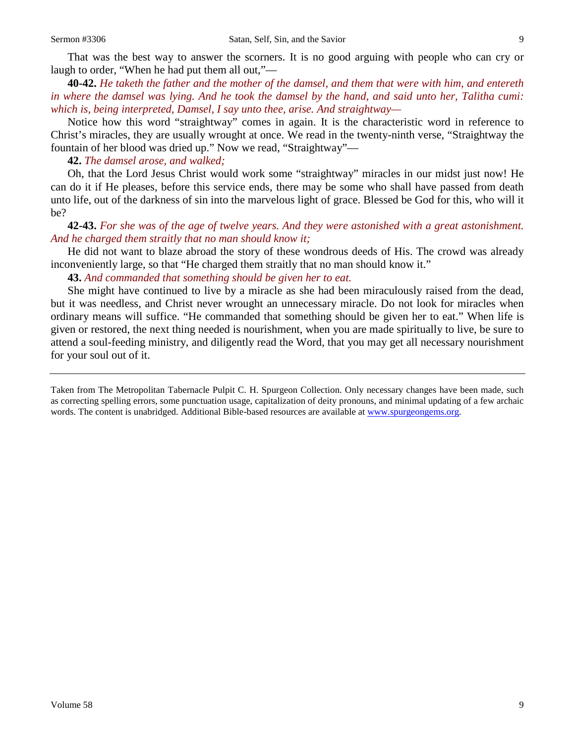That was the best way to answer the scorners. It is no good arguing with people who can cry or laugh to order, "When he had put them all out,"—

**40-42.** *He taketh the father and the mother of the damsel, and them that were with him, and entereth in where the damsel was lying. And he took the damsel by the hand, and said unto her, Talitha cumi: which is, being interpreted, Damsel, I say unto thee, arise. And straightway—*

Notice how this word "straightway" comes in again. It is the characteristic word in reference to Christ's miracles, they are usually wrought at once. We read in the twenty-ninth verse, "Straightway the fountain of her blood was dried up." Now we read, "Straightway"—

**42.** *The damsel arose, and walked;*

Oh, that the Lord Jesus Christ would work some "straightway" miracles in our midst just now! He can do it if He pleases, before this service ends, there may be some who shall have passed from death unto life, out of the darkness of sin into the marvelous light of grace. Blessed be God for this, who will it be?

**42-43.** *For she was of the age of twelve years. And they were astonished with a great astonishment. And he charged them straitly that no man should know it;*

He did not want to blaze abroad the story of these wondrous deeds of His. The crowd was already inconveniently large, so that "He charged them straitly that no man should know it."

**43.** *And commanded that something should be given her to eat.*

She might have continued to live by a miracle as she had been miraculously raised from the dead, but it was needless, and Christ never wrought an unnecessary miracle. Do not look for miracles when ordinary means will suffice. "He commanded that something should be given her to eat." When life is given or restored, the next thing needed is nourishment, when you are made spiritually to live, be sure to attend a soul-feeding ministry, and diligently read the Word, that you may get all necessary nourishment for your soul out of it.

---

Taken from The Metropolitan Tabernacle Pulpit C. H. Spurgeon Collection. Only necessary changes have been made, such as correcting spelling errors, some punctuation usage, capitalization of deity pronouns, and minimal updating of a few archaic words. The content is unabridged. Additional Bible-based resources are available at [www.spurgeongems.org](http://www.spurgeongems.org).